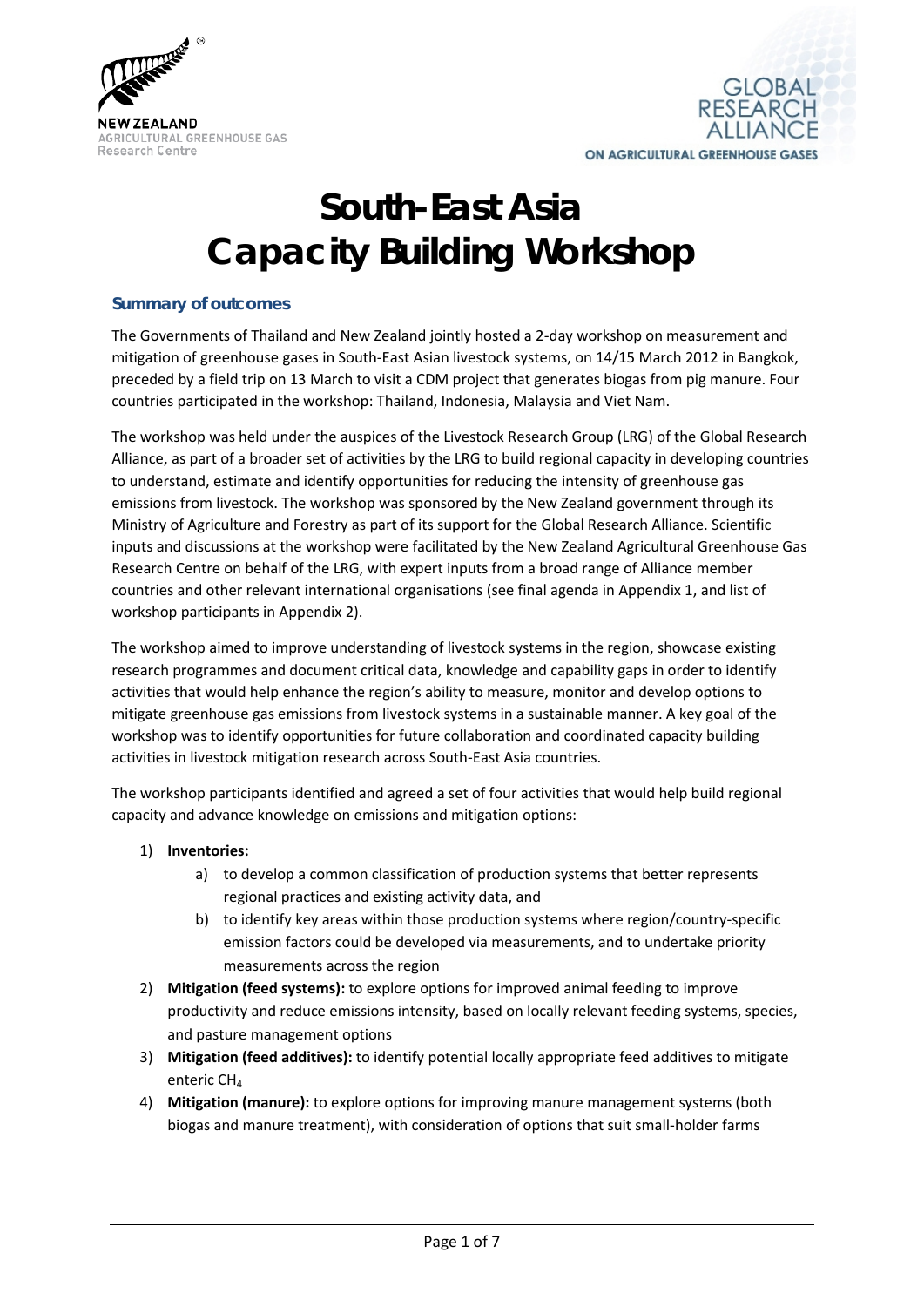NEW ZEALAND
AGRICULTURAL GREENHOUSE GAS
Research Centre

GLOBAL
RESEARCH
ALLIANCE
ON AGRICULTURAL GREENHOUSE GASES

# South-East Asia Capacity Building Workshop

### Summary of outcomes

The Governments of Thailand and New Zealand jointly hosted a 2-day workshop on measurement and mitigation of greenhouse gases in South-East Asian livestock systems, on 14/15 March 2012 in Bangkok, preceded by a field trip on 13 March to visit a CDM project that generates biogas from pig manure. Four countries participated in the workshop: Thailand, Indonesia, Malaysia and Viet Nam.

The workshop was held under the auspices of the Livestock Research Group (LRG) of the Global Research Alliance, as part of a broader set of activities by the LRG to build regional capacity in developing countries to understand, estimate and identify opportunities for reducing the intensity of greenhouse gas emissions from livestock. The workshop was sponsored by the New Zealand government through its Ministry of Agriculture and Forestry as part of its support for the Global Research Alliance. Scientific inputs and discussions at the workshop were facilitated by the New Zealand Agricultural Greenhouse Gas Research Centre on behalf of the LRG, with expert inputs from a broad range of Alliance member countries and other relevant international organisations (see final agenda in Appendix 1, and list of workshop participants in Appendix 2).

The workshop aimed to improve understanding of livestock systems in the region, showcase existing research programmes and document critical data, knowledge and capability gaps in order to identify activities that would help enhance the region's ability to measure, monitor and develop options to mitigate greenhouse gas emissions from livestock systems in a sustainable manner. A key goal of the workshop was to identify opportunities for future collaboration and coordinated capacity building activities in livestock mitigation research across South-East Asia countries.

The workshop participants identified and agreed a set of four activities that would help build regional capacity and advance knowledge on emissions and mitigation options:

1) **Inventories:**
    a) to develop a common classification of production systems that better represents regional practices and existing activity data, and
    b) to identify key areas within those production systems where region/country-specific emission factors could be developed via measurements, and to undertake priority measurements across the region
2) **Mitigation (feed systems):** to explore options for improved animal feeding to improve productivity and reduce emissions intensity, based on locally relevant feeding systems, species, and pasture management options
3) **Mitigation (feed additives):** to identify potential locally appropriate feed additives to mitigate enteric $CH_4$
4) **Mitigation (manure):** to explore options for improving manure management systems (both biogas and manure treatment), with consideration of options that suit small-holder farms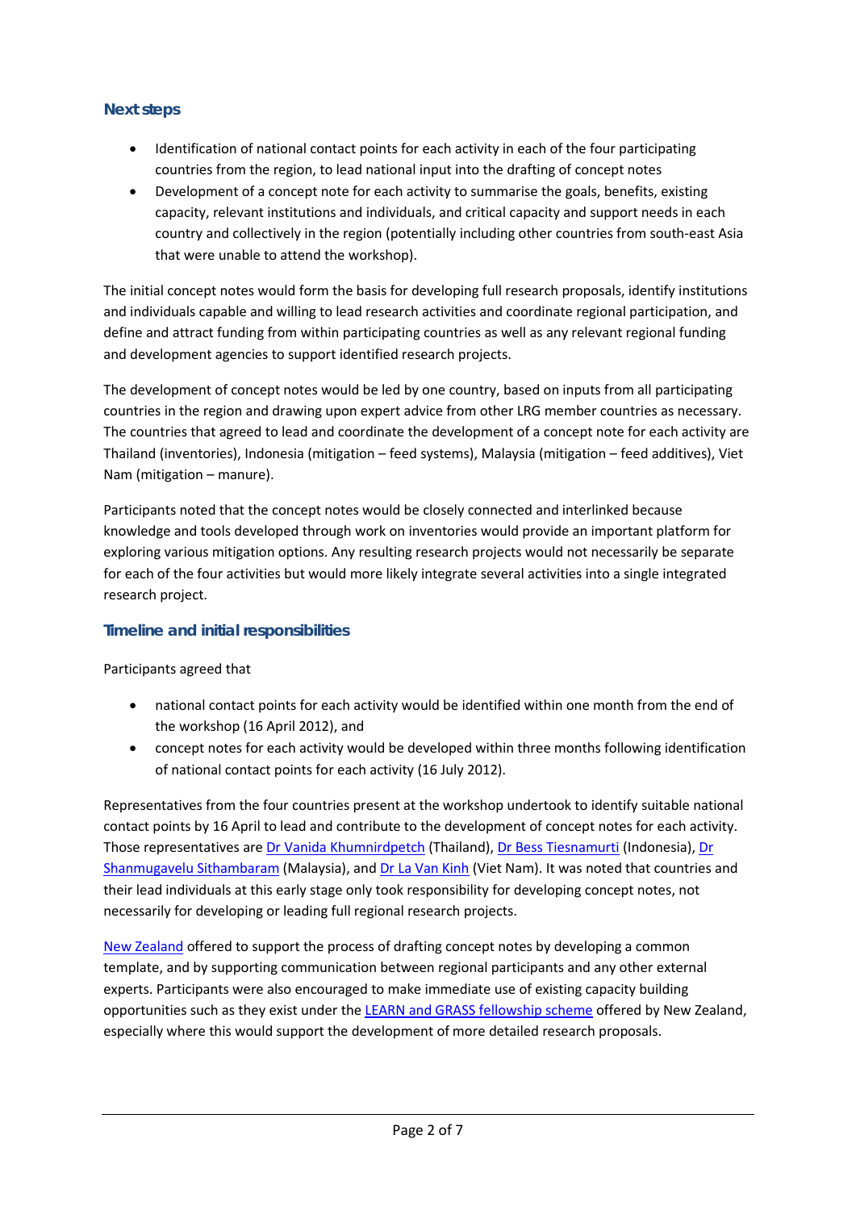### Next steps

- Identification of national contact points for each activity in each of the four participating countries from the region, to lead national input into the drafting of concept notes
- Development of a concept note for each activity to summarise the goals, benefits, existing capacity, relevant institutions and individuals, and critical capacity and support needs in each country and collectively in the region (potentially including other countries from south-east Asia that were unable to attend the workshop).

The initial concept notes would form the basis for developing full research proposals, identify institutions and individuals capable and willing to lead research activities and coordinate regional participation, and define and attract funding from within participating countries as well as any relevant regional funding and development agencies to support identified research projects.

The development of concept notes would be led by one country, based on inputs from all participating countries in the region and drawing upon expert advice from other LRG member countries as necessary. The countries that agreed to lead and coordinate the development of a concept note for each activity are Thailand (inventories), Indonesia (mitigation – feed systems), Malaysia (mitigation – feed additives), Viet Nam (mitigation – manure).

Participants noted that the concept notes would be closely connected and interlinked because knowledge and tools developed through work on inventories would provide an important platform for exploring various mitigation options. Any resulting research projects would not necessarily be separate for each of the four activities but would more likely integrate several activities into a single integrated research project.

### Timeline and initial responsibilities

Participants agreed that

- national contact points for each activity would be identified within one month from the end of the workshop (16 April 2012), and
- concept notes for each activity would be developed within three months following identification of national contact points for each activity (16 July 2012).

Representatives from the four countries present at the workshop undertook to identify suitable national contact points by 16 April to lead and contribute to the development of concept notes for each activity. Those representatives are Dr Vanida Khumnirdpetch (Thailand), Dr Bess Tiesnamurti (Indonesia), Dr Shanmugavelu Sithambaram (Malaysia), and Dr La Van Kinh (Viet Nam). It was noted that countries and their lead individuals at this early stage only took responsibility for developing concept notes, not necessarily for developing or leading full regional research projects.

New Zealand offered to support the process of drafting concept notes by developing a common template, and by supporting communication between regional participants and any other external experts. Participants were also encouraged to make immediate use of existing capacity building opportunities such as they exist under the LEARN and GRASS fellowship scheme offered by New Zealand, especially where this would support the development of more detailed research proposals.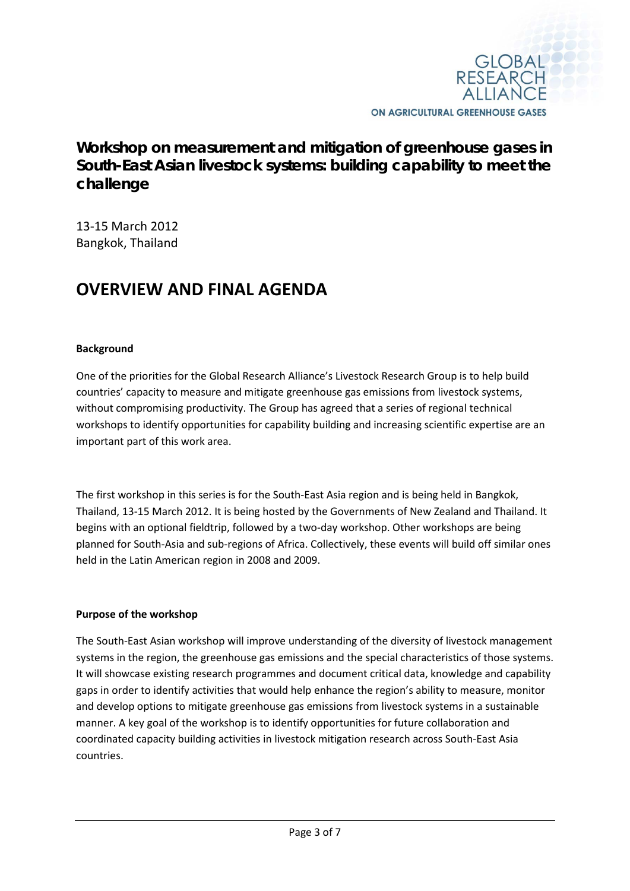GLOBAL RESEARCH ALLIANCE ON AGRICULTURAL GREENHOUSE GASES

# Workshop on measurement and mitigation of greenhouse gases in South-East Asian livestock systems: building capability to meet the challenge

13-15 March 2012
Bangkok, Thailand

# OVERVIEW AND FINAL AGENDA

**Background**

One of the priorities for the Global Research Alliance's Livestock Research Group is to help build countries' capacity to measure and mitigate greenhouse gas emissions from livestock systems, without compromising productivity. The Group has agreed that a series of regional technical workshops to identify opportunities for capability building and increasing scientific expertise are an important part of this work area.

The first workshop in this series is for the South-East Asia region and is being held in Bangkok, Thailand, 13-15 March 2012. It is being hosted by the Governments of New Zealand and Thailand. It begins with an optional fieldtrip, followed by a two-day workshop. Other workshops are being planned for South-Asia and sub-regions of Africa. Collectively, these events will build off similar ones held in the Latin American region in 2008 and 2009.

**Purpose of the workshop**

The South-East Asian workshop will improve understanding of the diversity of livestock management systems in the region, the greenhouse gas emissions and the special characteristics of those systems. It will showcase existing research programmes and document critical data, knowledge and capability gaps in order to identify activities that would help enhance the region's ability to measure, monitor and develop options to mitigate greenhouse gas emissions from livestock systems in a sustainable manner. A key goal of the workshop is to identify opportunities for future collaboration and coordinated capacity building activities in livestock mitigation research across South-East Asia countries.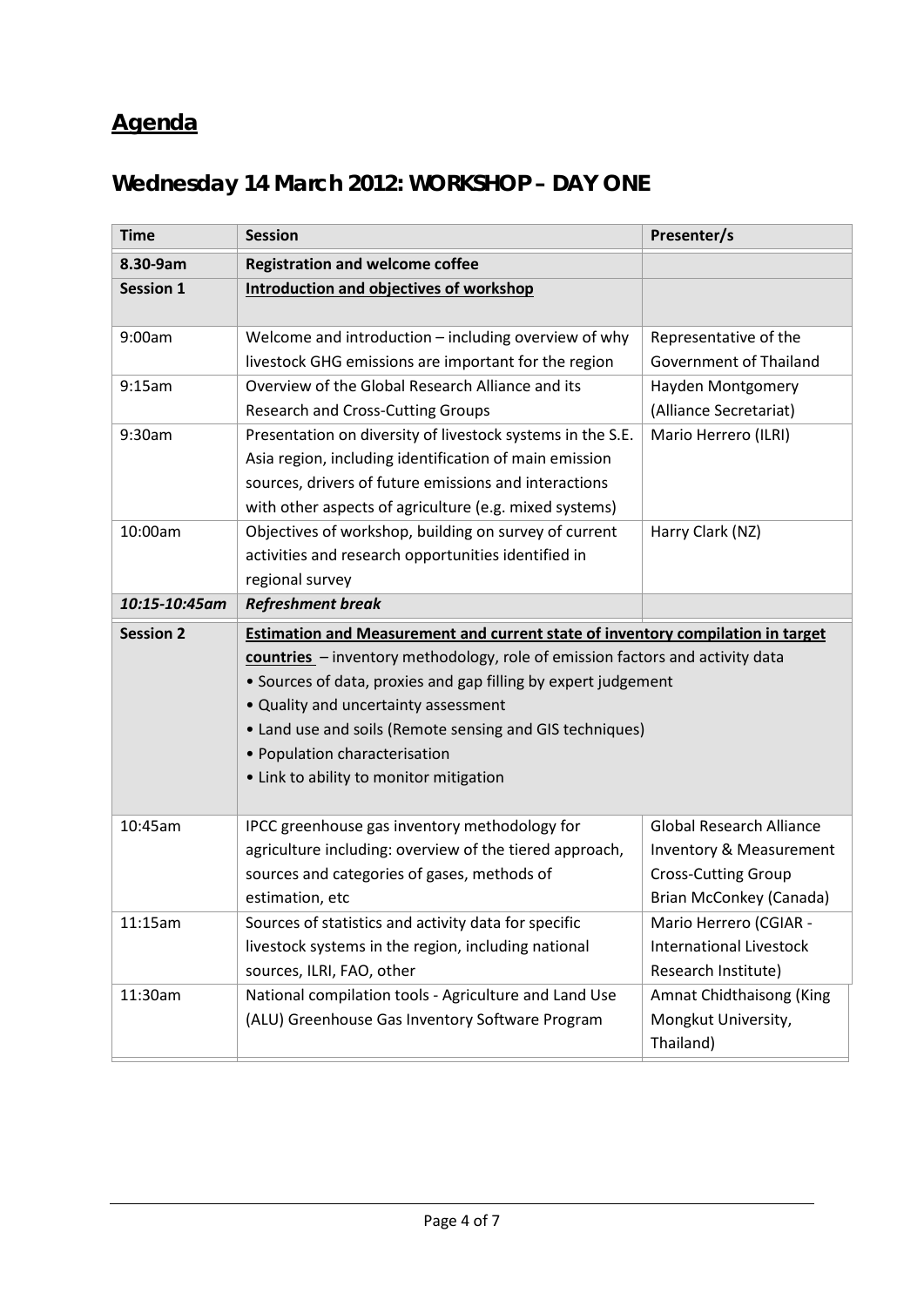# Agenda

## Wednesday 14 March 2012: WORKSHOP – DAY ONE

| Time | Session | Presenter/s |
|---|---|---|
| **8.30-9am** | **Registration and welcome coffee** | |
| **Session 1** | **Introduction and objectives of workshop** | |
| 9:00am | Welcome and introduction – including overview of why livestock GHG emissions are important for the region | Representative of the Government of Thailand |
| 9:15am | Overview of the Global Research Alliance and its Research and Cross-Cutting Groups | Hayden Montgomery (Alliance Secretariat) |
| 9:30am | Presentation on diversity of livestock systems in the S.E. Asia region, including identification of main emission sources, drivers of future emissions and interactions with other aspects of agriculture (e.g. mixed systems) | Mario Herrero (ILRI) |
| 10:00am | Objectives of workshop, building on survey of current activities and research opportunities identified in regional survey | Harry Clark (NZ) |
| ***10:15-10:45am*** | ***Refreshment break*** | |
| **Session 2** | **Estimation and Measurement and current state of inventory compilation in target countries** – inventory methodology, role of emission factors and activity data<br>• Sources of data, proxies and gap filling by expert judgement<br>• Quality and uncertainty assessment<br>• Land use and soils (Remote sensing and GIS techniques)<br>• Population characterisation<br>• Link to ability to monitor mitigation | |
| 10:45am | IPCC greenhouse gas inventory methodology for agriculture including: overview of the tiered approach, sources and categories of gases, methods of estimation, etc | Global Research Alliance Inventory & Measurement Cross-Cutting Group Brian McConkey (Canada) |
| 11:15am | Sources of statistics and activity data for specific livestock systems in the region, including national sources, ILRI, FAO, other | Mario Herrero (CGIAR - International Livestock Research Institute) |
| 11:30am | National compilation tools - Agriculture and Land Use (ALU) Greenhouse Gas Inventory Software Program | Amnat Chidthaisong (King Mongkut University, Thailand) |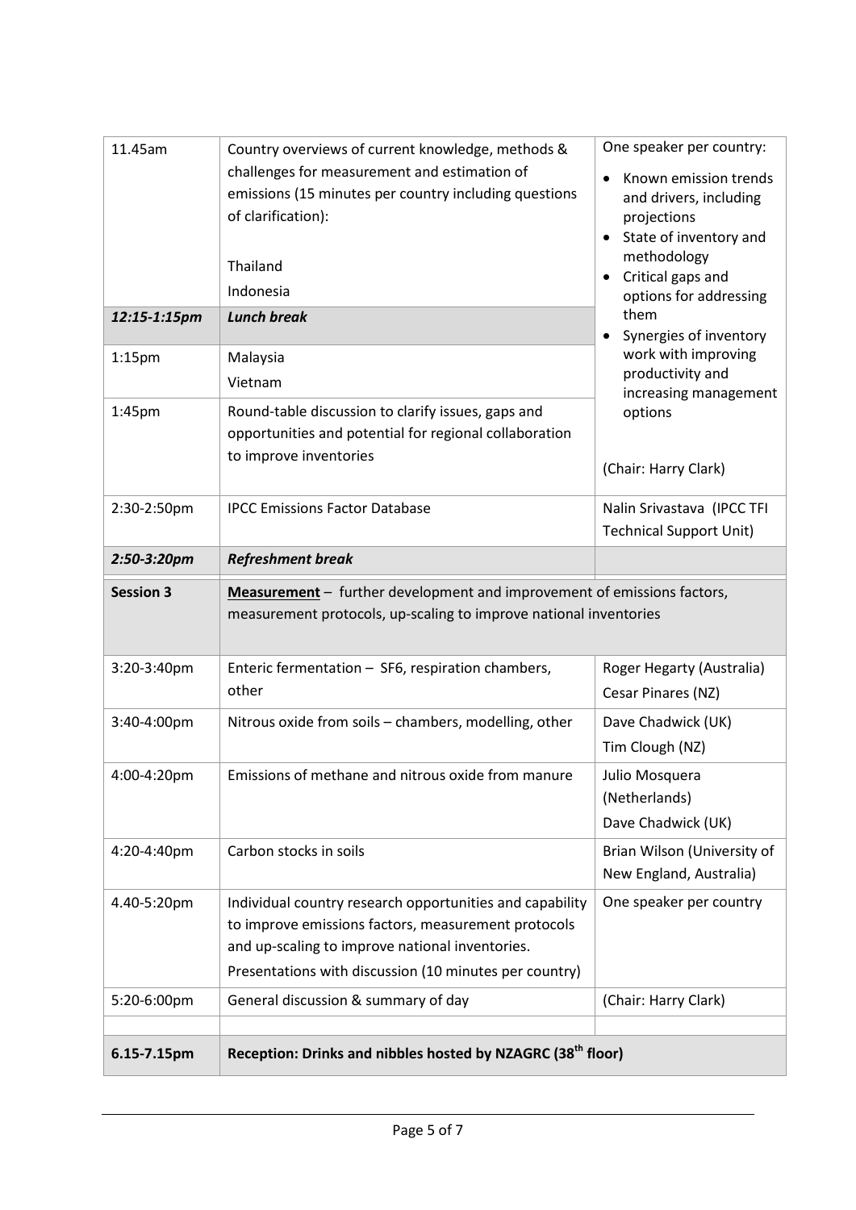| | | |
|---|---|---|
| 11.45am | Country overviews of current knowledge, methods & challenges for measurement and estimation of emissions (15 minutes per country including questions of clarification):<br><br>Thailand<br>Indonesia | One speaker per country:<br>• Known emission trends and drivers, including projections<br>• State of inventory and methodology<br>• Critical gaps and options for addressing them<br>• Synergies of inventory work with improving productivity and increasing management options<br><br>(Chair: Harry Clark) |
| ***12:15-1:15pm*** | ***Lunch break*** | |
| 1:15pm | Malaysia<br>Vietnam | |
| 1:45pm | Round-table discussion to clarify issues, gaps and opportunities and potential for regional collaboration to improve inventories | |
| 2:30-2:50pm | IPCC Emissions Factor Database | Nalin Srivastava (IPCC TFI Technical Support Unit) |
| ***2:50-3:20pm*** | ***Refreshment break*** | |
| **Session 3** | **Measurement** – further development and improvement of emissions factors, measurement protocols, up-scaling to improve national inventories | |
| 3:20-3:40pm | Enteric fermentation – SF6, respiration chambers, other | Roger Hegarty (Australia)<br>Cesar Pinares (NZ) |
| 3:40-4:00pm | Nitrous oxide from soils – chambers, modelling, other | Dave Chadwick (UK)<br>Tim Clough (NZ) |
| 4:00-4:20pm | Emissions of methane and nitrous oxide from manure | Julio Mosquera (Netherlands)<br>Dave Chadwick (UK) |
| 4:20-4:40pm | Carbon stocks in soils | Brian Wilson (University of New England, Australia) |
| 4.40-5:20pm | Individual country research opportunities and capability to improve emissions factors, measurement protocols and up-scaling to improve national inventories.<br>Presentations with discussion (10 minutes per country) | One speaker per country |
| 5:20-6:00pm | General discussion & summary of day | (Chair: Harry Clark) |
| | | |
| **6.15-7.15pm** | **Reception: Drinks and nibbles hosted by NZAGRC (38th floor)** | |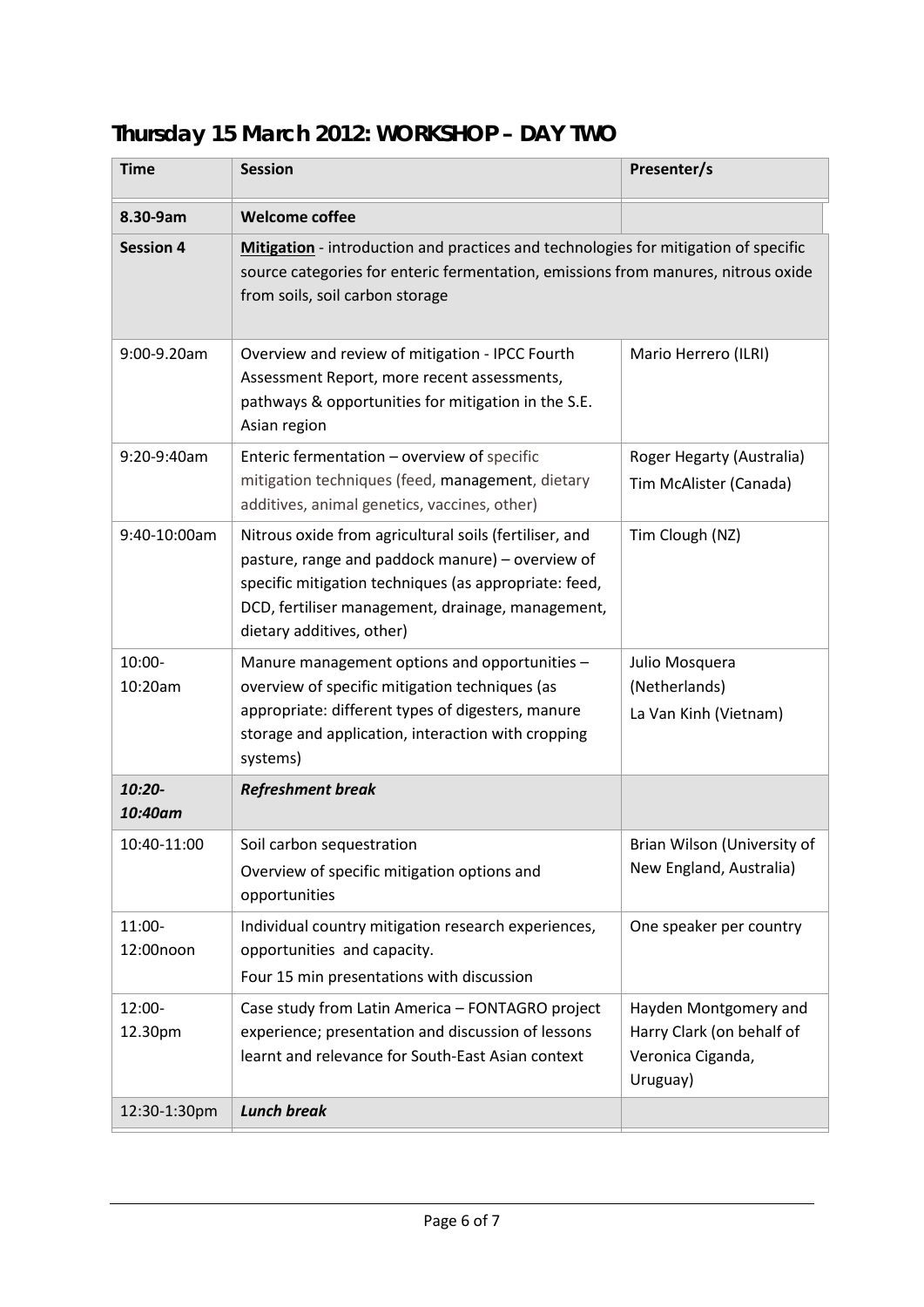# Thursday 15 March 2012: WORKSHOP – DAY TWO

| Time | Session | Presenter/s |
|---|---|---|
| **8.30-9am** | **Welcome coffee** | |
| **Session 4** | **<u>Mitigation</u>** - introduction and practices and technologies for mitigation of specific source categories for enteric fermentation, emissions from manures, nitrous oxide from soils, soil carbon storage | |
| 9:00-9.20am | Overview and review of mitigation - IPCC Fourth Assessment Report, more recent assessments, pathways & opportunities for mitigation in the S.E. Asian region | Mario Herrero (ILRI) |
| 9:20-9:40am | Enteric fermentation – overview of specific mitigation techniques (feed, management, dietary additives, animal genetics, vaccines, other) | Roger Hegarty (Australia)<br>Tim McAlister (Canada) |
| 9:40-10:00am | Nitrous oxide from agricultural soils (fertiliser, and pasture, range and paddock manure) – overview of specific mitigation techniques (as appropriate: feed, DCD, fertiliser management, drainage, management, dietary additives, other) | Tim Clough (NZ) |
| 10:00-10:20am | Manure management options and opportunities – overview of specific mitigation techniques (as appropriate: different types of digesters, manure storage and application, interaction with cropping systems) | Julio Mosquera (Netherlands)<br>La Van Kinh (Vietnam) |
| ***10:20-10:40am*** | ***Refreshment break*** | |
| 10:40-11:00 | Soil carbon sequestration<br>Overview of specific mitigation options and opportunities | Brian Wilson (University of New England, Australia) |
| 11:00-12:00noon | Individual country mitigation research experiences, opportunities and capacity.<br>Four 15 min presentations with discussion | One speaker per country |
| 12:00-12.30pm | Case study from Latin America – FONTAGRO project experience; presentation and discussion of lessons learnt and relevance for South-East Asian context | Hayden Montgomery and Harry Clark (on behalf of Veronica Ciganda, Uruguay) |
| 12:30-1:30pm | ***Lunch break*** | |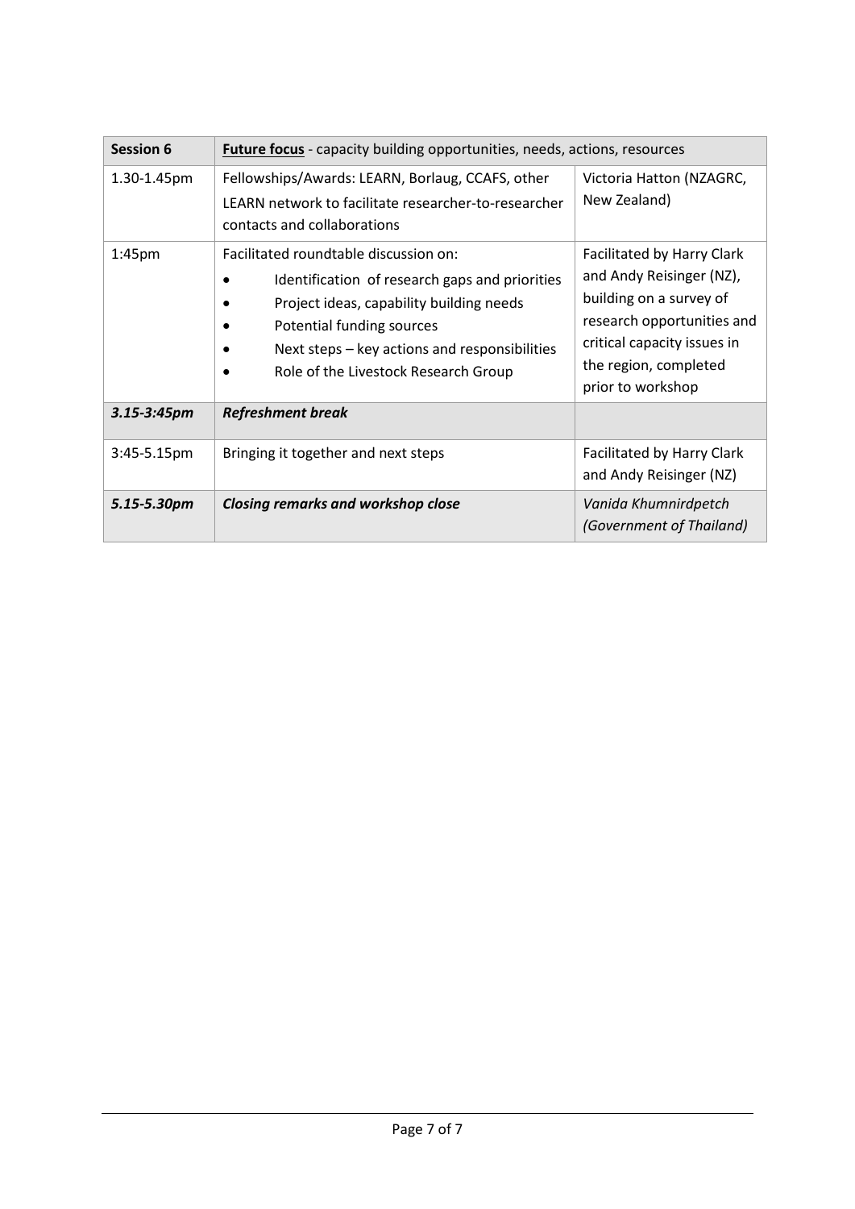| | | |
|---|---|---|
| **Session 6** | **Future focus** - capacity building opportunities, needs, actions, resources | |
| 1.30-1.45pm | Fellowships/Awards: LEARN, Borlaug, CCAFS, other<br>LEARN network to facilitate researcher-to-researcher contacts and collaborations | Victoria Hatton (NZAGRC, New Zealand) |
| 1:45pm | Facilitated roundtable discussion on:<br>• Identification of research gaps and priorities<br>• Project ideas, capability building needs<br>• Potential funding sources<br>• Next steps – key actions and responsibilities<br>• Role of the Livestock Research Group | Facilitated by Harry Clark and Andy Reisinger (NZ), building on a survey of research opportunities and critical capacity issues in the region, completed prior to workshop |
| ***3.15-3:45pm*** | ***Refreshment break*** | |
| 3:45-5.15pm | Bringing it together and next steps | Facilitated by Harry Clark and Andy Reisinger (NZ) |
| ***5.15-5.30pm*** | ***Closing remarks and workshop close*** | *Vanida Khumnirdpetch (Government of Thailand)* |